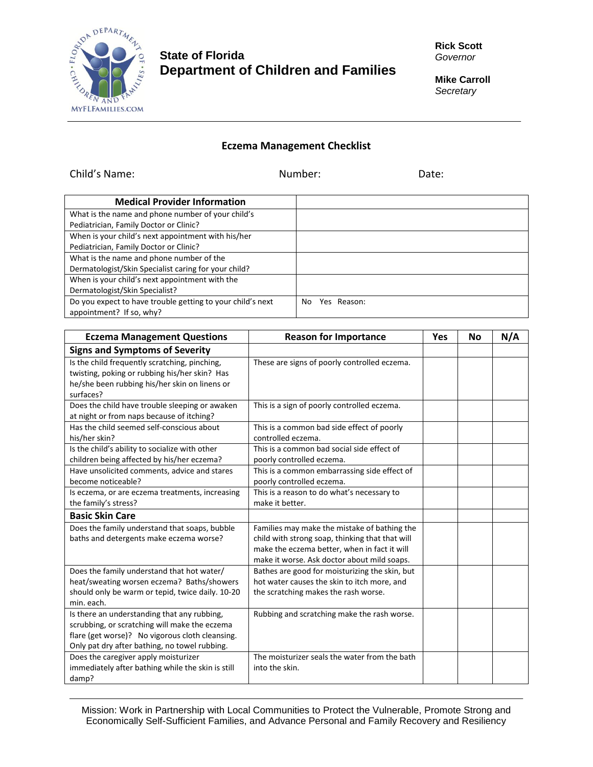**State of Florida**
**Department of Children and Families**

**Rick Scott**
*Governor*

**Mike Carroll**
*Secretary*

## Eczema Management Checklist

Child's Name: Number: Date:

| Medical Provider Information | |
|---|---|
| What is the name and phone number of your child's Pediatrician, Family Doctor or Clinic? | |
| When is your child's next appointment with his/her Pediatrician, Family Doctor or Clinic? | |
| What is the name and phone number of the Dermatologist/Skin Specialist caring for your child? | |
| When is your child's next appointment with the Dermatologist/Skin Specialist? | |
| Do you expect to have trouble getting to your child's next appointment? If so, why? | No Yes Reason: |

| Eczema Management Questions | Reason for Importance | Yes | No | N/A |
|---|---|---|---|---|
| **Signs and Symptoms of Severity** | | | | |
| Is the child frequently scratching, pinching, twisting, poking or rubbing his/her skin? Has he/she been rubbing his/her skin on linens or surfaces? | These are signs of poorly controlled eczema. | | | |
| Does the child have trouble sleeping or awaken at night or from naps because of itching? | This is a sign of poorly controlled eczema. | | | |
| Has the child seemed self-conscious about his/her skin? | This is a common bad side effect of poorly controlled eczema. | | | |
| Is the child's ability to socialize with other children being affected by his/her eczema? | This is a common bad social side effect of poorly controlled eczema. | | | |
| Have unsolicited comments, advice and stares become noticeable? | This is a common embarrassing side effect of poorly controlled eczema. | | | |
| Is eczema, or are eczema treatments, increasing the family's stress? | This is a reason to do what's necessary to make it better. | | | |
| **Basic Skin Care** | | | | |
| Does the family understand that soaps, bubble baths and detergents make eczema worse? | Families may make the mistake of bathing the child with strong soap, thinking that that will make the eczema better, when in fact it will make it worse. Ask doctor about mild soaps. | | | |
| Does the family understand that hot water/ heat/sweating worsen eczema? Baths/showers should only be warm or tepid, twice daily. 10-20 min. each. | Bathes are good for moisturizing the skin, but hot water causes the skin to itch more, and the scratching makes the rash worse. | | | |
| Is there an understanding that any rubbing, scrubbing, or scratching will make the eczema flare (get worse)? No vigorous cloth cleansing. Only pat dry after bathing, no towel rubbing. | Rubbing and scratching make the rash worse. | | | |
| Does the caregiver apply moisturizer immediately after bathing while the skin is still damp? | The moisturizer seals the water from the bath into the skin. | | | |

Mission: Work in Partnership with Local Communities to Protect the Vulnerable, Promote Strong and Economically Self-Sufficient Families, and Advance Personal and Family Recovery and Resiliency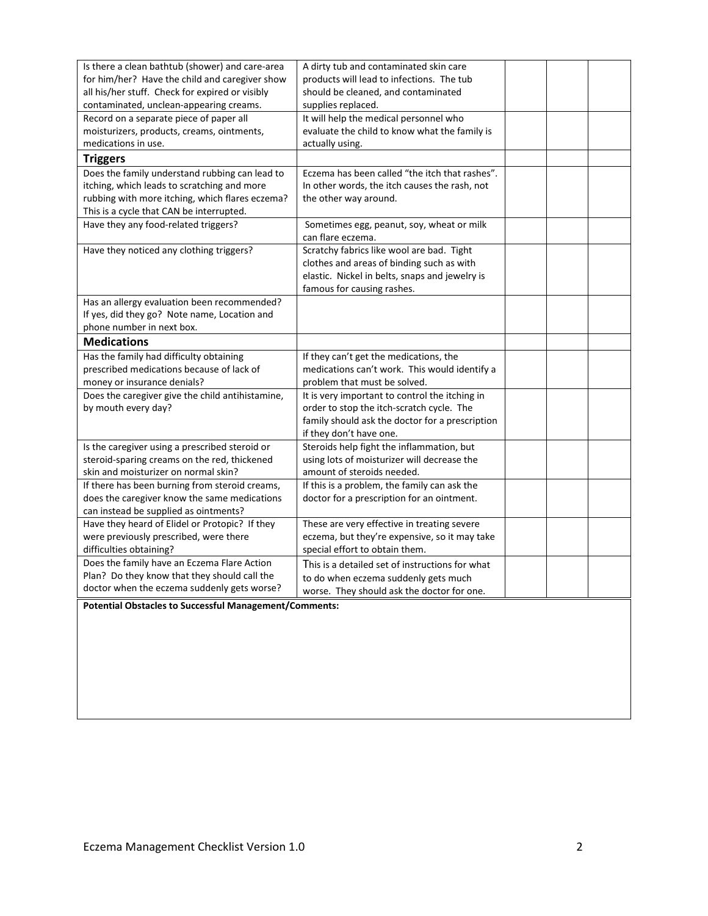| | | | | |
|---|---|---|---|---|
| Is there a clean bathtub (shower) and care-area for him/her? Have the child and caregiver show all his/her stuff. Check for expired or visibly contaminated, unclean-appearing creams. | A dirty tub and contaminated skin care products will lead to infections. The tub should be cleaned, and contaminated supplies replaced. | | | |
| Record on a separate piece of paper all moisturizers, products, creams, ointments, medications in use. | It will help the medical personnel who evaluate the child to know what the family is actually using. | | | |
| **Triggers** | | | | |
| Does the family understand rubbing can lead to itching, which leads to scratching and more rubbing with more itching, which flares eczema? This is a cycle that CAN be interrupted. | Eczema has been called "the itch that rashes". In other words, the itch causes the rash, not the other way around. | | | |
| Have they any food-related triggers? | Sometimes egg, peanut, soy, wheat or milk can flare eczema. | | | |
| Have they noticed any clothing triggers? | Scratchy fabrics like wool are bad. Tight clothes and areas of binding such as with elastic. Nickel in belts, snaps and jewelry is famous for causing rashes. | | | |
| Has an allergy evaluation been recommended? If yes, did they go? Note name, Location and phone number in next box. | | | | |
| **Medications** | | | | |
| Has the family had difficulty obtaining prescribed medications because of lack of money or insurance denials? | If they can't get the medications, the medications can't work. This would identify a problem that must be solved. | | | |
| Does the caregiver give the child antihistamine, by mouth every day? | It is very important to control the itching in order to stop the itch-scratch cycle. The family should ask the doctor for a prescription if they don't have one. | | | |
| Is the caregiver using a prescribed steroid or steroid-sparing creams on the red, thickened skin and moisturizer on normal skin? | Steroids help fight the inflammation, but using lots of moisturizer will decrease the amount of steroids needed. | | | |
| If there has been burning from steroid creams, does the caregiver know the same medications can instead be supplied as ointments? | If this is a problem, the family can ask the doctor for a prescription for an ointment. | | | |
| Have they heard of Elidel or Protopic? If they were previously prescribed, were there difficulties obtaining? | These are very effective in treating severe eczema, but they're expensive, so it may take special effort to obtain them. | | | |
| Does the family have an Eczema Flare Action Plan? Do they know that they should call the doctor when the eczema suddenly gets worse? | This is a detailed set of instructions for what to do when eczema suddenly gets much worse. They should ask the doctor for one. | | | |

**Potential Obstacles to Successful Management/Comments:**